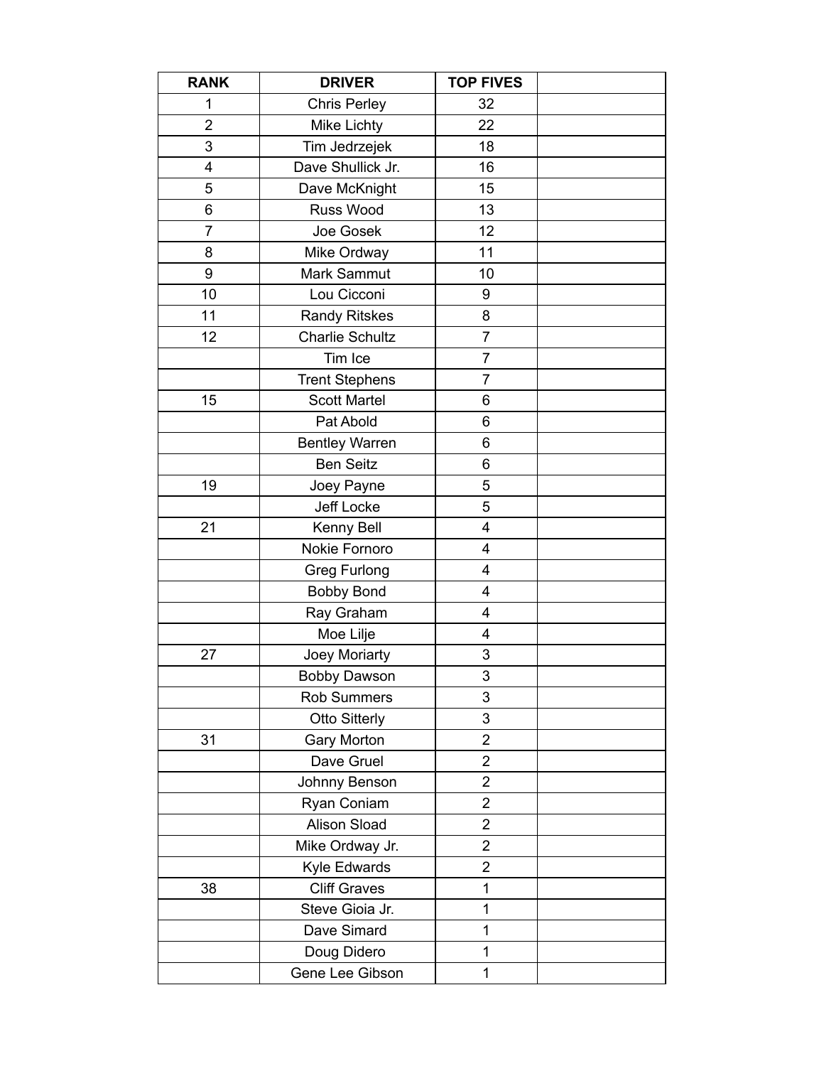| RANK | DRIVER | TOP FIVES | |
|---|---|---|---|
| 1 | Chris Perley | 32 | |
| 2 | Mike Lichty | 22 | |
| 3 | Tim Jedrzejek | 18 | |
| 4 | Dave Shullick Jr. | 16 | |
| 5 | Dave McKnight | 15 | |
| 6 | Russ Wood | 13 | |
| 7 | Joe Gosek | 12 | |
| 8 | Mike Ordway | 11 | |
| 9 | Mark Sammut | 10 | |
| 10 | Lou Cicconi | 9 | |
| 11 | Randy Ritskes | 8 | |
| 12 | Charlie Schultz | 7 | |
| | Tim Ice | 7 | |
| | Trent Stephens | 7 | |
| 15 | Scott Martel | 6 | |
| | Pat Abold | 6 | |
| | Bentley Warren | 6 | |
| | Ben Seitz | 6 | |
| 19 | Joey Payne | 5 | |
| | Jeff Locke | 5 | |
| 21 | Kenny Bell | 4 | |
| | Nokie Fornoro | 4 | |
| | Greg Furlong | 4 | |
| | Bobby Bond | 4 | |
| | Ray Graham | 4 | |
| | Moe Lilje | 4 | |
| 27 | Joey Moriarty | 3 | |
| | Bobby Dawson | 3 | |
| | Rob Summers | 3 | |
| | Otto Sitterly | 3 | |
| 31 | Gary Morton | 2 | |
| | Dave Gruel | 2 | |
| | Johnny Benson | 2 | |
| | Ryan Coniam | 2 | |
| | Alison Sload | 2 | |
| | Mike Ordway Jr. | 2 | |
| | Kyle Edwards | 2 | |
| 38 | Cliff Graves | 1 | |
| | Steve Gioia Jr. | 1 | |
| | Dave Simard | 1 | |
| | Doug Didero | 1 | |
| | Gene Lee Gibson | 1 | |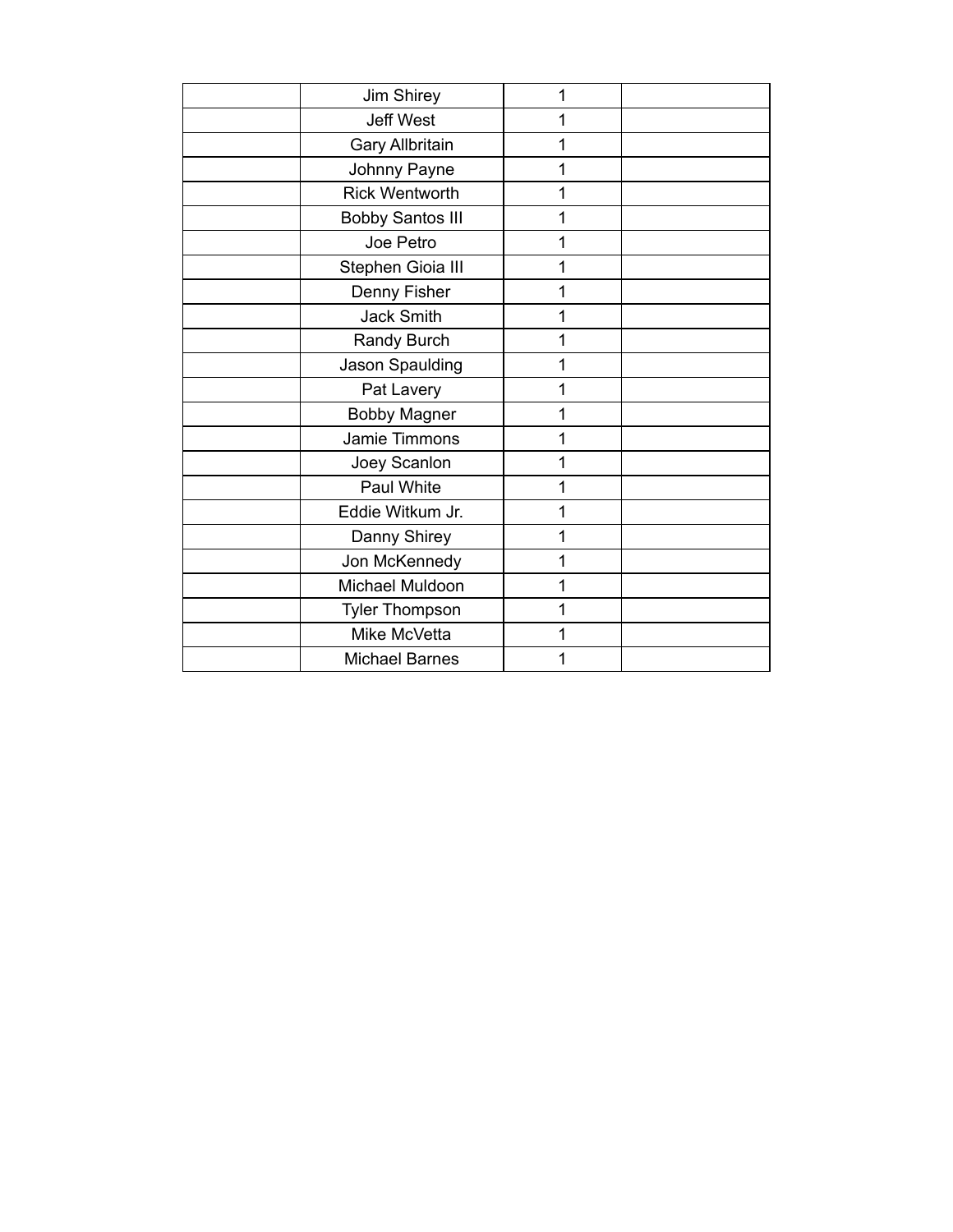| | | | |
|---|---|---|---|
| | Jim Shirey | 1 | |
| | Jeff West | 1 | |
| | Gary Allbritain | 1 | |
| | Johnny Payne | 1 | |
| | Rick Wentworth | 1 | |
| | Bobby Santos III | 1 | |
| | Joe Petro | 1 | |
| | Stephen Gioia III | 1 | |
| | Denny Fisher | 1 | |
| | Jack Smith | 1 | |
| | Randy Burch | 1 | |
| | Jason Spaulding | 1 | |
| | Pat Lavery | 1 | |
| | Bobby Magner | 1 | |
| | Jamie Timmons | 1 | |
| | Joey Scanlon | 1 | |
| | Paul White | 1 | |
| | Eddie Witkum Jr. | 1 | |
| | Danny Shirey | 1 | |
| | Jon McKennedy | 1 | |
| | Michael Muldoon | 1 | |
| | Tyler Thompson | 1 | |
| | Mike McVetta | 1 | |
| | Michael Barnes | 1 | |